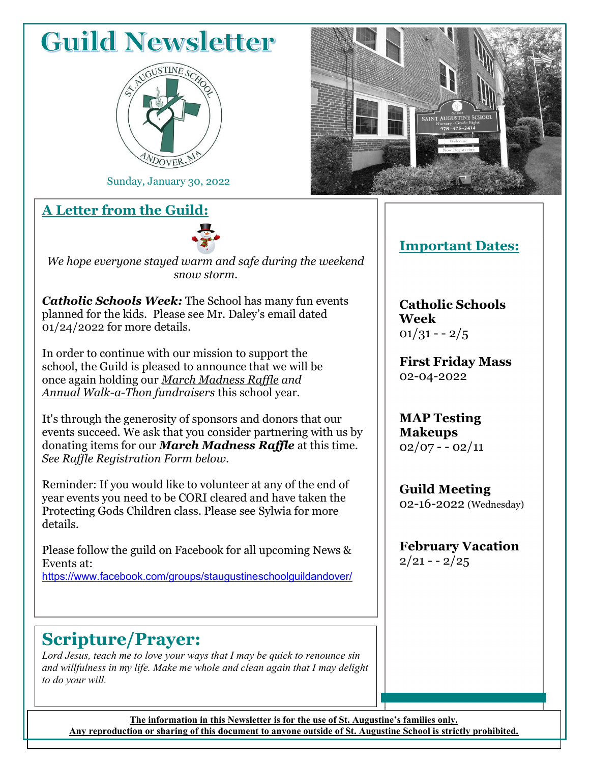# Guild Newsletter

Sunday, January 30, 2022

## A Letter from the Guild:

*We hope everyone stayed warm and safe during the weekend snow storm.*

***Catholic Schools Week:*** The School has many fun events planned for the kids. Please see Mr. Daley's email dated 01/24/2022 for more details.

In order to continue with our mission to support the school, the Guild is pleased to announce that we will be once again holding our *March Madness Raffle and Annual Walk-a-Thon fundraisers* this school year.

It's through the generosity of sponsors and donors that our events succeed. We ask that you consider partnering with us by donating items for our ***March Madness Raffle*** at this time. *See Raffle Registration Form below.*

Reminder: If you would like to volunteer at any of the end of year events you need to be CORI cleared and have taken the Protecting Gods Children class. Please see Sylwia for more details.

Please follow the guild on Facebook for all upcoming News & Events at:
https://www.facebook.com/groups/staugustineschoolguildandover/

## Important Dates:

**Catholic Schools Week**
01/31 - - 2/5

**First Friday Mass**
02-04-2022

**MAP Testing Makeups**
02/07 - - 02/11

**Guild Meeting**
02-16-2022 (Wednesday)

**February Vacation**
2/21 - - 2/25

## Scripture/Prayer:

*Lord Jesus, teach me to love your ways that I may be quick to renounce sin and willfulness in my life. Make me whole and clean again that I may delight to do your will.*

**The information in this Newsletter is for the use of St. Augustine's families only.**
**Any reproduction or sharing of this document to anyone outside of St. Augustine School is strictly prohibited.**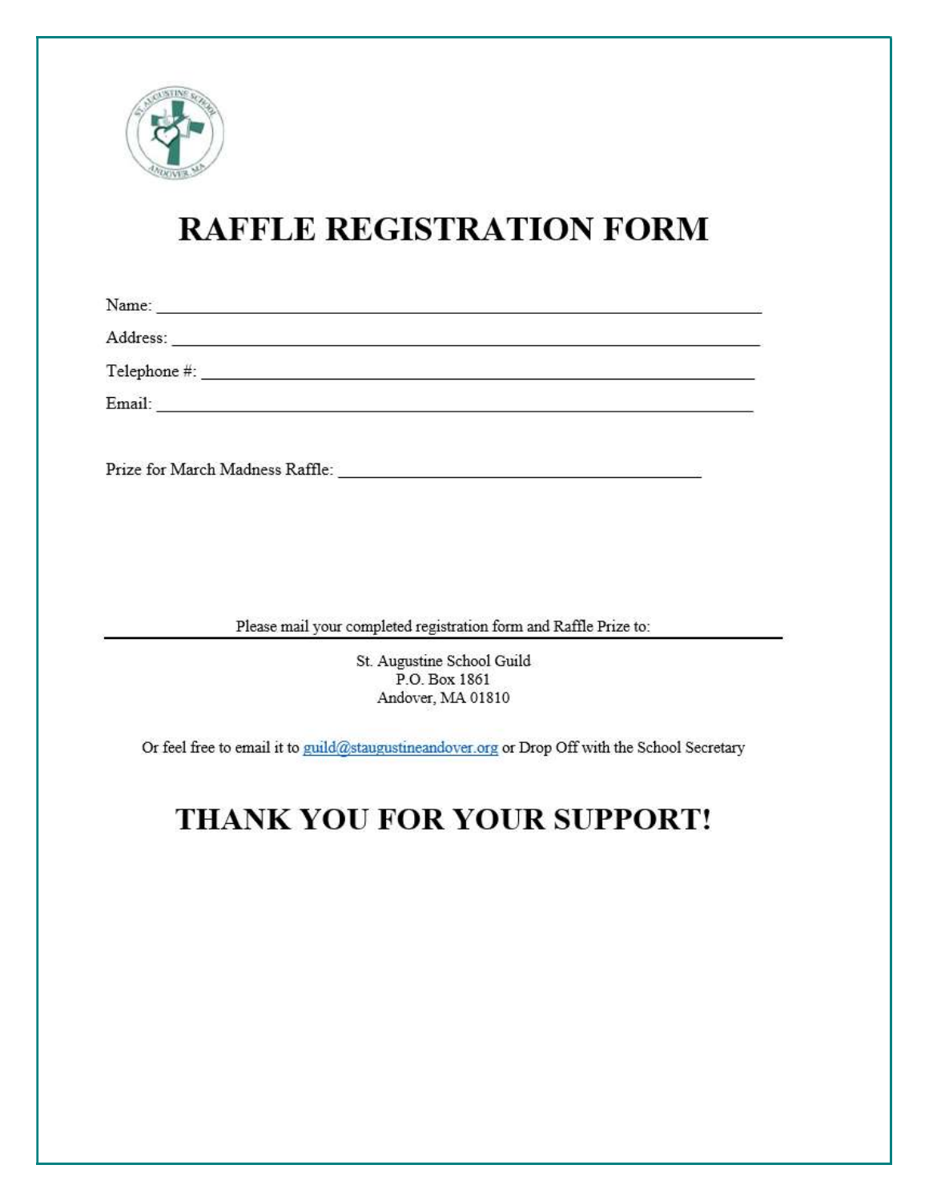# RAFFLE REGISTRATION FORM

Name: ____________________________________________________________

Address: __________________________________________________________

Telephone #: ______________________________________________________

Email: ____________________________________________________________

Prize for March Madness Raffle: ____________________________________

Please mail your completed registration form and Raffle Prize to:

St. Augustine School Guild
P.O. Box 1861
Andover, MA 01810

Or feel free to email it to guild@staugustineandover.org or Drop Off with the School Secretary

# THANK YOU FOR YOUR SUPPORT!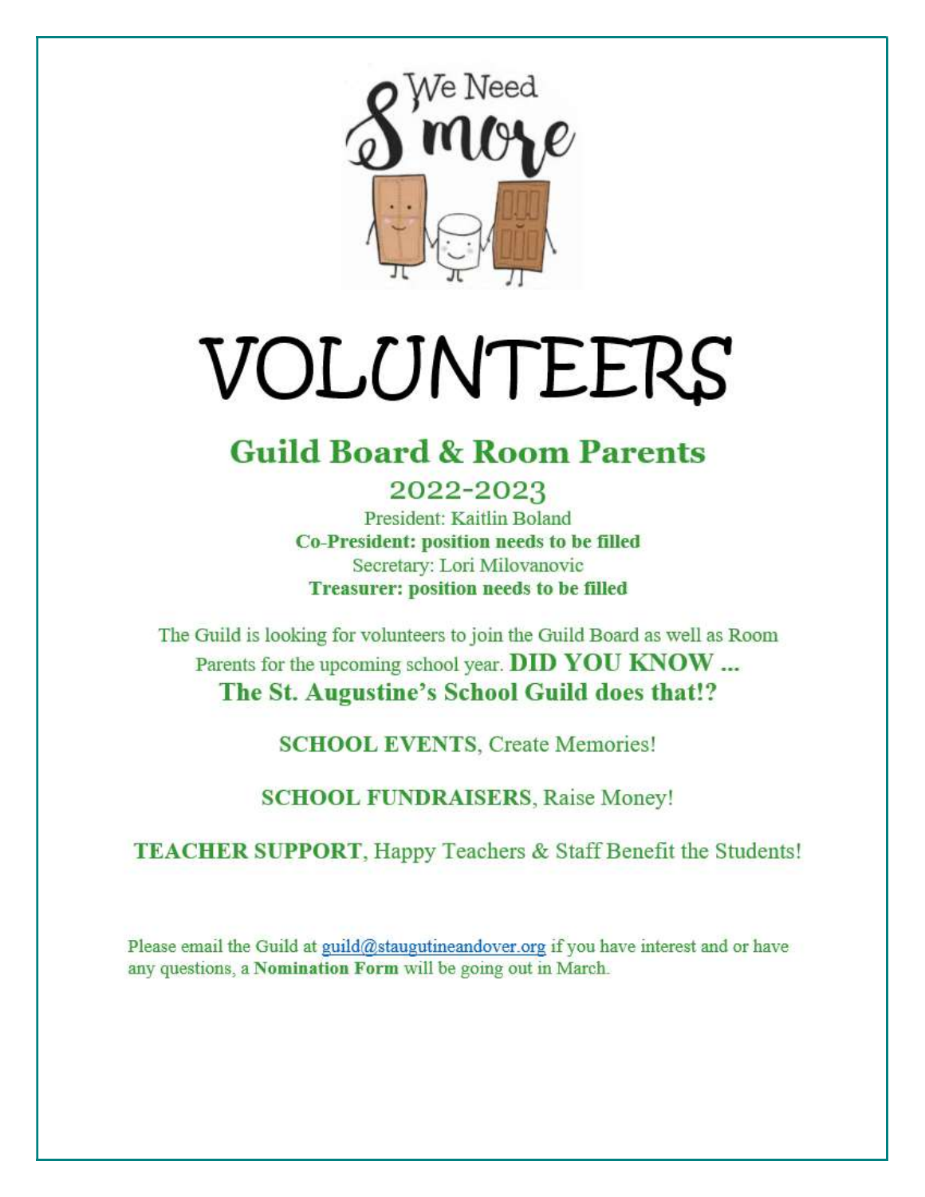We Need S'more

# VOLUNTEERS

## Guild Board & Room Parents

2022-2023

President: Kaitlin Boland

**Co-President: position needs to be filled**

Secretary: Lori Milovanovic

**Treasurer: position needs to be filled**

The Guild is looking for volunteers to join the Guild Board as well as Room Parents for the upcoming school year. **DID YOU KNOW ... The St. Augustine's School Guild does that!?**

**SCHOOL EVENTS**, Create Memories!

**SCHOOL FUNDRAISERS**, Raise Money!

**TEACHER SUPPORT**, Happy Teachers & Staff Benefit the Students!

Please email the Guild at guild@staugutineandover.org if you have interest and or have any questions, a **Nomination Form** will be going out in March.